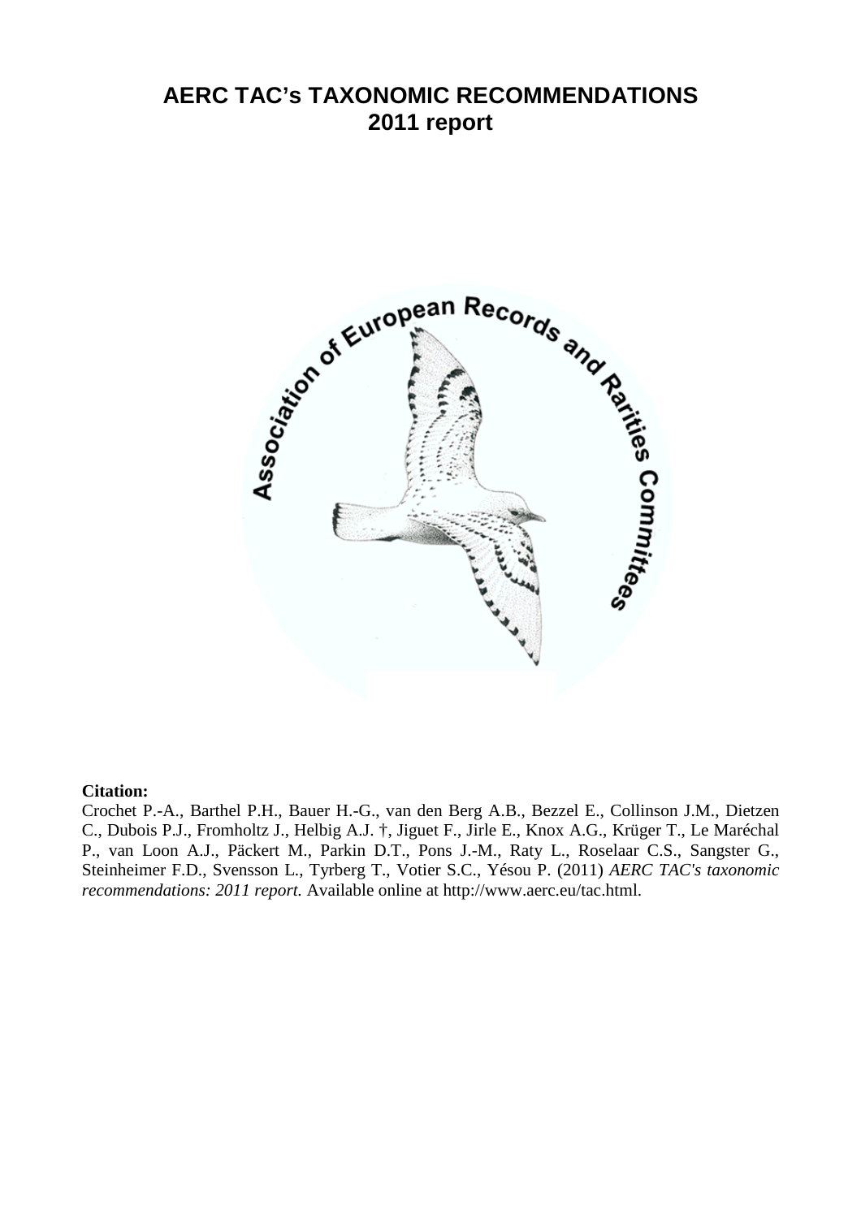# AERC TAC's TAXONOMIC RECOMMENDATIONS
# 2011 report

**Citation:**

Crochet P.-A., Barthel P.H., Bauer H.-G., van den Berg A.B., Bezzel E., Collinson J.M., Dietzen C., Dubois P.J., Fromholtz J., Helbig A.J. †, Jiguet F., Jirle E., Knox A.G., Krüger T., Le Maréchal P., van Loon A.J., Päckert M., Parkin D.T., Pons J.-M., Raty L., Roselaar C.S., Sangster G., Steinheimer F.D., Svensson L., Tyrberg T., Votier S.C., Yésou P. (2011) *AERC TAC's taxonomic recommendations: 2011 report.* Available online at http://www.aerc.eu/tac.html.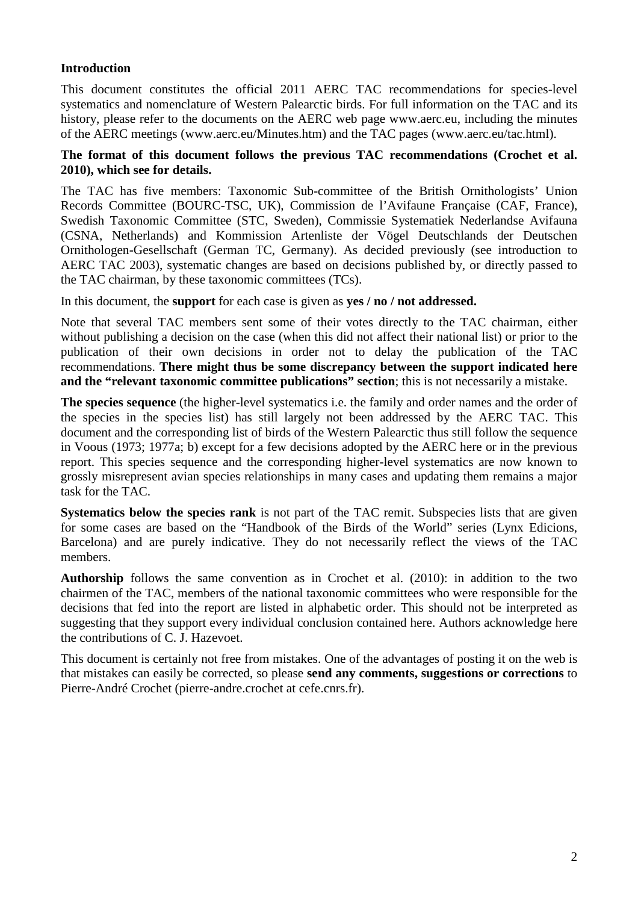## Introduction

This document constitutes the official 2011 AERC TAC recommendations for species-level systematics and nomenclature of Western Palearctic birds. For full information on the TAC and its history, please refer to the documents on the AERC web page www.aerc.eu, including the minutes of the AERC meetings (www.aerc.eu/Minutes.htm) and the TAC pages (www.aerc.eu/tac.html).

**The format of this document follows the previous TAC recommendations (Crochet et al. 2010), which see for details.**

The TAC has five members: Taxonomic Sub-committee of the British Ornithologists' Union Records Committee (BOURC-TSC, UK), Commission de l'Avifaune Française (CAF, France), Swedish Taxonomic Committee (STC, Sweden), Commissie Systematiek Nederlandse Avifauna (CSNA, Netherlands) and Kommission Artenliste der Vögel Deutschlands der Deutschen Ornithologen-Gesellschaft (German TC, Germany). As decided previously (see introduction to AERC TAC 2003), systematic changes are based on decisions published by, or directly passed to the TAC chairman, by these taxonomic committees (TCs).

In this document, the **support** for each case is given as **yes / no / not addressed.**

Note that several TAC members sent some of their votes directly to the TAC chairman, either without publishing a decision on the case (when this did not affect their national list) or prior to the publication of their own decisions in order not to delay the publication of the TAC recommendations. **There might thus be some discrepancy between the support indicated here and the "relevant taxonomic committee publications" section**; this is not necessarily a mistake.

**The species sequence** (the higher-level systematics i.e. the family and order names and the order of the species in the species list) has still largely not been addressed by the AERC TAC. This document and the corresponding list of birds of the Western Palearctic thus still follow the sequence in Voous (1973; 1977a; b) except for a few decisions adopted by the AERC here or in the previous report. This species sequence and the corresponding higher-level systematics are now known to grossly misrepresent avian species relationships in many cases and updating them remains a major task for the TAC.

**Systematics below the species rank** is not part of the TAC remit. Subspecies lists that are given for some cases are based on the "Handbook of the Birds of the World" series (Lynx Edicions, Barcelona) and are purely indicative. They do not necessarily reflect the views of the TAC members.

**Authorship** follows the same convention as in Crochet et al. (2010): in addition to the two chairmen of the TAC, members of the national taxonomic committees who were responsible for the decisions that fed into the report are listed in alphabetic order. This should not be interpreted as suggesting that they support every individual conclusion contained here. Authors acknowledge here the contributions of C. J. Hazevoet.

This document is certainly not free from mistakes. One of the advantages of posting it on the web is that mistakes can easily be corrected, so please **send any comments, suggestions or corrections** to Pierre-André Crochet (pierre-andre.crochet at cefe.cnrs.fr).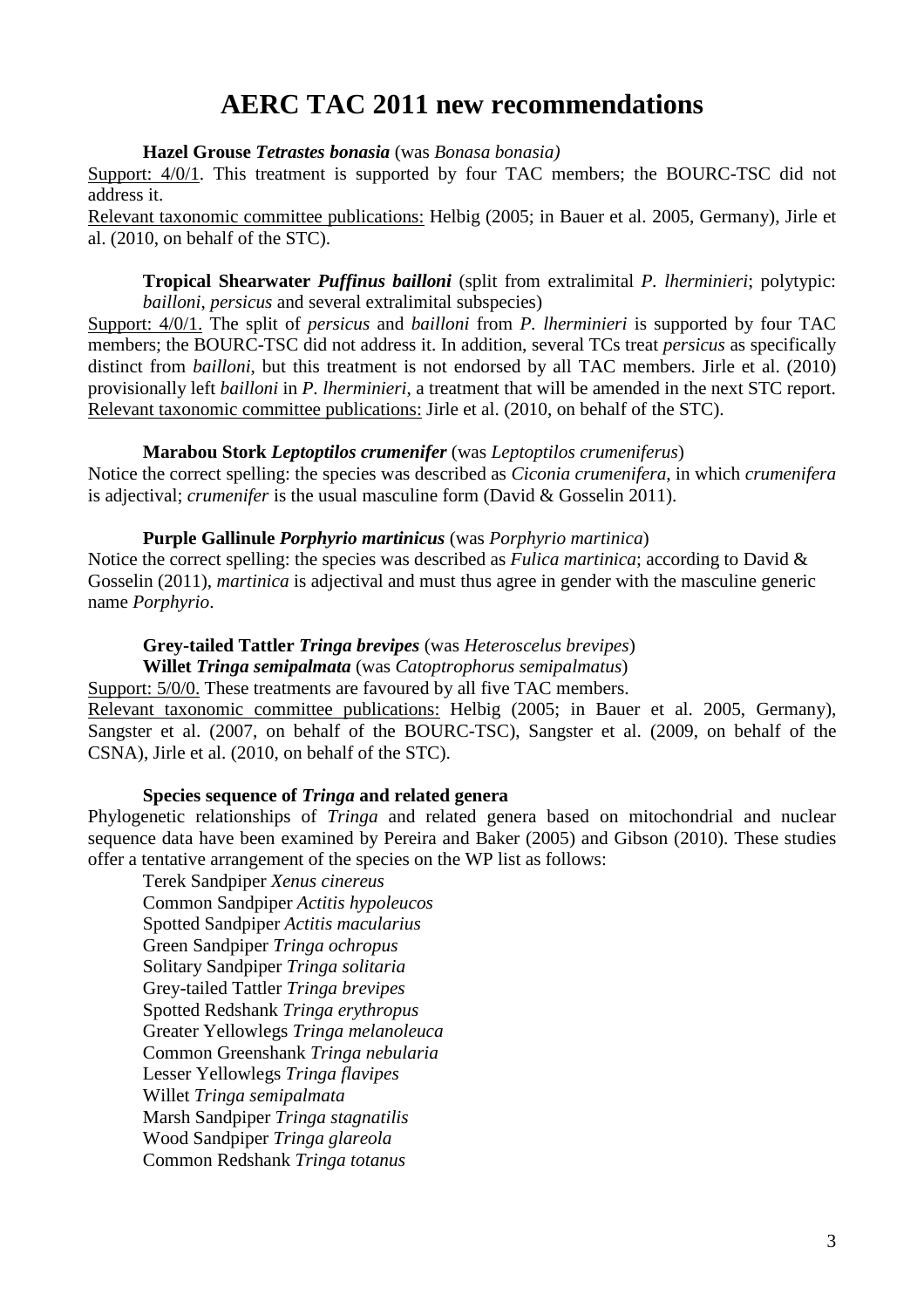# AERC TAC 2011 new recommendations

**Hazel Grouse *Tetrastes bonasia*** (was *Bonasa bonasia)*

Support: 4/0/1. This treatment is supported by four TAC members; the BOURC-TSC did not address it.

Relevant taxonomic committee publications: Helbig (2005; in Bauer et al. 2005, Germany), Jirle et al. (2010, on behalf of the STC).

**Tropical Shearwater *Puffinus bailloni*** (split from extralimital *P. lherminieri*; polytypic: *bailloni*, *persicus* and several extralimital subspecies)

Support: 4/0/1. The split of *persicus* and *bailloni* from *P. lherminieri* is supported by four TAC members; the BOURC-TSC did not address it. In addition, several TCs treat *persicus* as specifically distinct from *bailloni*, but this treatment is not endorsed by all TAC members. Jirle et al. (2010) provisionally left *bailloni* in *P. lherminieri*, a treatment that will be amended in the next STC report.

Relevant taxonomic committee publications: Jirle et al. (2010, on behalf of the STC).

**Marabou Stork *Leptoptilos crumenifer*** (was *Leptoptilos crumeniferus*)

Notice the correct spelling: the species was described as *Ciconia crumenifera*, in which *crumenifera* is adjectival; *crumenifer* is the usual masculine form (David & Gosselin 2011).

**Purple Gallinule *Porphyrio martinicus*** (was *Porphyrio martinica*)

Notice the correct spelling: the species was described as *Fulica martinica*; according to David & Gosselin (2011), *martinica* is adjectival and must thus agree in gender with the masculine generic name *Porphyrio*.

**Grey-tailed Tattler *Tringa brevipes*** (was *Heteroscelus brevipes*)

**Willet *Tringa semipalmata*** (was *Catoptrophorus semipalmatus*)

Support: 5/0/0. These treatments are favoured by all five TAC members.

Relevant taxonomic committee publications: Helbig (2005; in Bauer et al. 2005, Germany), Sangster et al. (2007, on behalf of the BOURC-TSC), Sangster et al. (2009, on behalf of the CSNA), Jirle et al. (2010, on behalf of the STC).

**Species sequence of *Tringa* and related genera**

Phylogenetic relationships of *Tringa* and related genera based on mitochondrial and nuclear sequence data have been examined by Pereira and Baker (2005) and Gibson (2010). These studies offer a tentative arrangement of the species on the WP list as follows:

Terek Sandpiper *Xenus cinereus*
Common Sandpiper *Actitis hypoleucos*
Spotted Sandpiper *Actitis macularius*
Green Sandpiper *Tringa ochropus*
Solitary Sandpiper *Tringa solitaria*
Grey-tailed Tattler *Tringa brevipes*
Spotted Redshank *Tringa erythropus*
Greater Yellowlegs *Tringa melanoleuca*
Common Greenshank *Tringa nebularia*
Lesser Yellowlegs *Tringa flavipes*
Willet *Tringa semipalmata*
Marsh Sandpiper *Tringa stagnatilis*
Wood Sandpiper *Tringa glareola*
Common Redshank *Tringa totanus*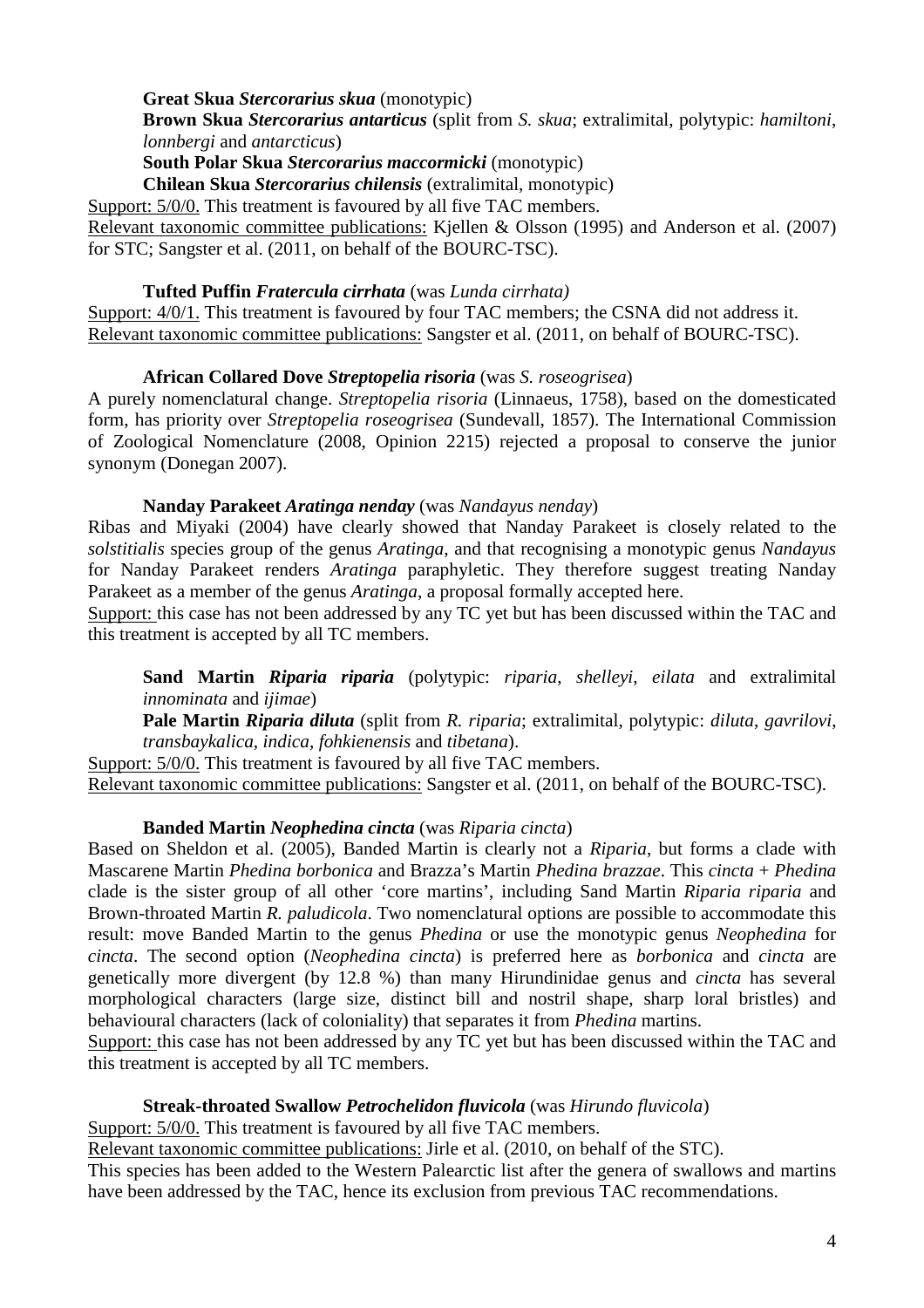**Great Skua *Stercorarius skua*** (monotypic)
**Brown Skua *Stercorarius antarcticus*** (split from *S. skua*; extralimital, polytypic: *hamiltoni*, *lonnbergi* and *antarcticus*)
**South Polar Skua *Stercorarius maccormicki*** (monotypic)
**Chilean Skua *Stercorarius chilensis*** (extralimital, monotypic)

Support: 5/0/0. This treatment is favoured by all five TAC members.
Relevant taxonomic committee publications: Kjellen & Olsson (1995) and Anderson et al. (2007) for STC; Sangster et al. (2011, on behalf of the BOURC-TSC).

**Tufted Puffin *Fratercula cirrhata*** (was *Lunda cirrhata)*
Support: 4/0/1. This treatment is favoured by four TAC members; the CSNA did not address it.
Relevant taxonomic committee publications: Sangster et al. (2011, on behalf of BOURC-TSC).

**African Collared Dove *Streptopelia risoria*** (was *S. roseogrisea*)
A purely nomenclatural change. *Streptopelia risoria* (Linnaeus, 1758), based on the domesticated form, has priority over *Streptopelia roseogrisea* (Sundevall, 1857). The International Commission of Zoological Nomenclature (2008, Opinion 2215) rejected a proposal to conserve the junior synonym (Donegan 2007).

**Nanday Parakeet *Aratinga nenday*** (was *Nandayus nenday*)
Ribas and Miyaki (2004) have clearly showed that Nanday Parakeet is closely related to the *solstitialis* species group of the genus *Aratinga*, and that recognising a monotypic genus *Nandayus* for Nanday Parakeet renders *Aratinga* paraphyletic. They therefore suggest treating Nanday Parakeet as a member of the genus *Aratinga*, a proposal formally accepted here.
Support: this case has not been addressed by any TC yet but has been discussed within the TAC and this treatment is accepted by all TC members.

**Sand Martin *Riparia riparia*** (polytypic: *riparia*, *shelleyi*, *eilata* and extralimital *innominata* and *ijimae*)
**Pale Martin *Riparia diluta*** (split from *R. riparia*; extralimital, polytypic: *diluta*, *gavrilovi*, *transbaykalica*, *indica*, *fohkienensis* and *tibetana*).

Support: 5/0/0. This treatment is favoured by all five TAC members.
Relevant taxonomic committee publications: Sangster et al. (2011, on behalf of the BOURC-TSC).

**Banded Martin *Neophedina cincta*** (was *Riparia cincta*)
Based on Sheldon et al. (2005), Banded Martin is clearly not a *Riparia*, but forms a clade with Mascarene Martin *Phedina borbonica* and Brazza's Martin *Phedina brazzae*. This *cincta* + *Phedina* clade is the sister group of all other 'core martins', including Sand Martin *Riparia riparia* and Brown-throated Martin *R. paludicola*. Two nomenclatural options are possible to accommodate this result: move Banded Martin to the genus *Phedina* or use the monotypic genus *Neophedina* for *cincta*. The second option (*Neophedina cincta*) is preferred here as *borbonica* and *cincta* are genetically more divergent (by 12.8 %) than many Hirundinidae genus and *cincta* has several morphological characters (large size, distinct bill and nostril shape, sharp loral bristles) and behavioural characters (lack of coloniality) that separates it from *Phedina* martins.
Support: this case has not been addressed by any TC yet but has been discussed within the TAC and this treatment is accepted by all TC members.

**Streak-throated Swallow *Petrochelidon fluvicola*** (was *Hirundo fluvicola*)
Support: 5/0/0. This treatment is favoured by all five TAC members.
Relevant taxonomic committee publications: Jirle et al. (2010, on behalf of the STC).
This species has been added to the Western Palearctic list after the genera of swallows and martins have been addressed by the TAC, hence its exclusion from previous TAC recommendations.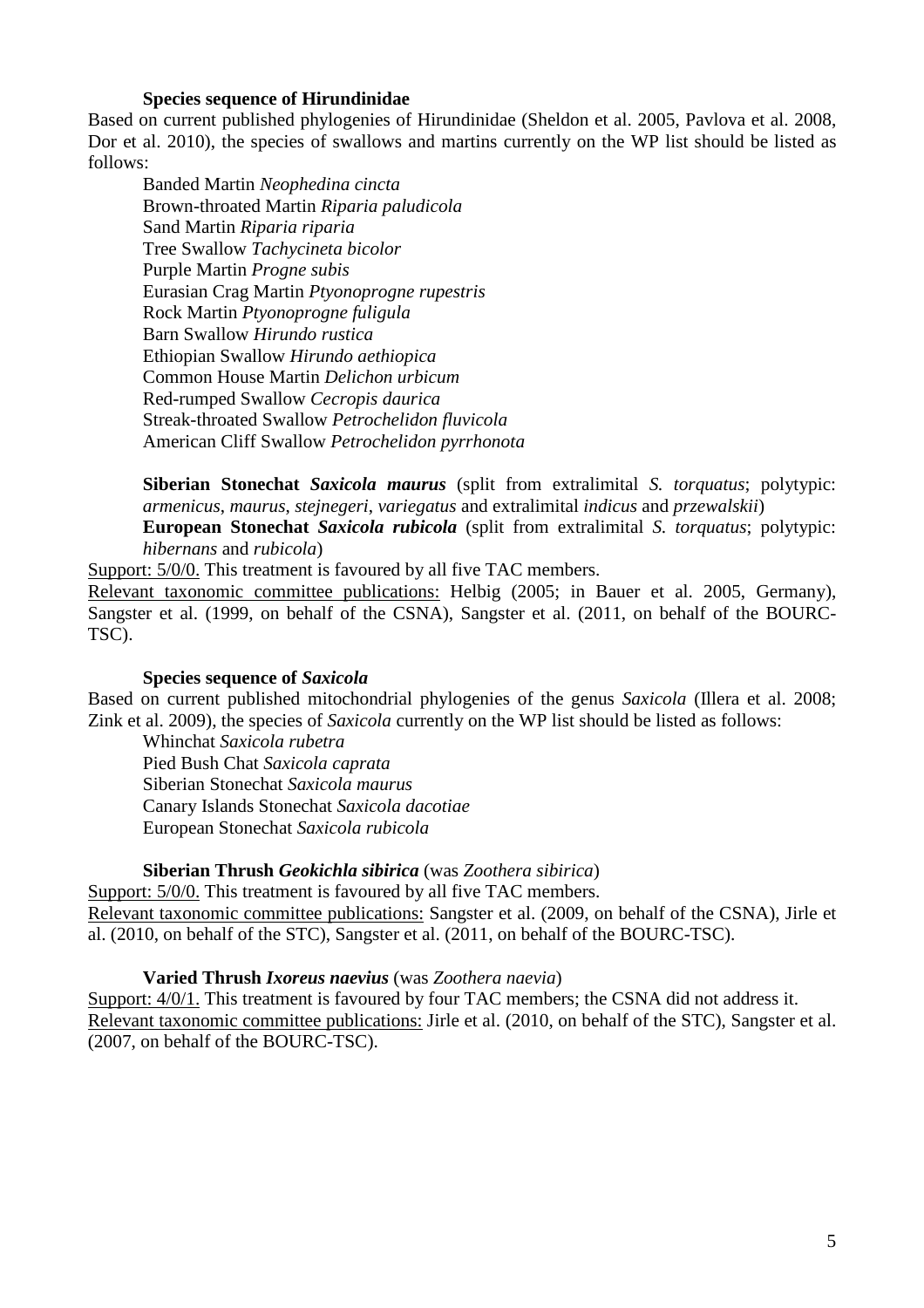**Species sequence of Hirundinidae**

Based on current published phylogenies of Hirundinidae (Sheldon et al. 2005, Pavlova et al. 2008, Dor et al. 2010), the species of swallows and martins currently on the WP list should be listed as follows:

Banded Martin *Neophedina cincta*  
Brown-throated Martin *Riparia paludicola*  
Sand Martin *Riparia riparia*  
Tree Swallow *Tachycineta bicolor*  
Purple Martin *Progne subis*  
Eurasian Crag Martin *Ptyonoprogne rupestris*  
Rock Martin *Ptyonoprogne fuligula*  
Barn Swallow *Hirundo rustica*  
Ethiopian Swallow *Hirundo aethiopica*  
Common House Martin *Delichon urbicum*  
Red-rumped Swallow *Cecropis daurica*  
Streak-throated Swallow *Petrochelidon fluvicola*  
American Cliff Swallow *Petrochelidon pyrrhonota*

**Siberian Stonechat *Saxicola maurus*** (split from extralimital *S. torquatus*; polytypic: *armenicus*, *maurus*, *stejnegeri*, *variegatus* and extralimital *indicus* and *przewalskii*)  
**European Stonechat *Saxicola rubicola*** (split from extralimital *S. torquatus*; polytypic: *hibernans* and *rubicola*)

<u>Support: 5/0/0.</u> This treatment is favoured by all five TAC members.  
<u>Relevant taxonomic committee publications:</u> Helbig (2005; in Bauer et al. 2005, Germany), Sangster et al. (1999, on behalf of the CSNA), Sangster et al. (2011, on behalf of the BOURC-TSC).

**Species sequence of *Saxicola***

Based on current published mitochondrial phylogenies of the genus *Saxicola* (Illera et al. 2008; Zink et al. 2009), the species of *Saxicola* currently on the WP list should be listed as follows:

Whinchat *Saxicola rubetra*  
Pied Bush Chat *Saxicola caprata*  
Siberian Stonechat *Saxicola maurus*  
Canary Islands Stonechat *Saxicola dacotiae*  
European Stonechat *Saxicola rubicola*

**Siberian Thrush *Geokichla sibirica*** (was *Zoothera sibirica*)

<u>Support: 5/0/0.</u> This treatment is favoured by all five TAC members.  
<u>Relevant taxonomic committee publications:</u> Sangster et al. (2009, on behalf of the CSNA), Jirle et al. (2010, on behalf of the STC), Sangster et al. (2011, on behalf of the BOURC-TSC).

**Varied Thrush *Ixoreus naevius*** (was *Zoothera naevia*)

<u>Support: 4/0/1.</u> This treatment is favoured by four TAC members; the CSNA did not address it.  
<u>Relevant taxonomic committee publications:</u> Jirle et al. (2010, on behalf of the STC), Sangster et al. (2007, on behalf of the BOURC-TSC).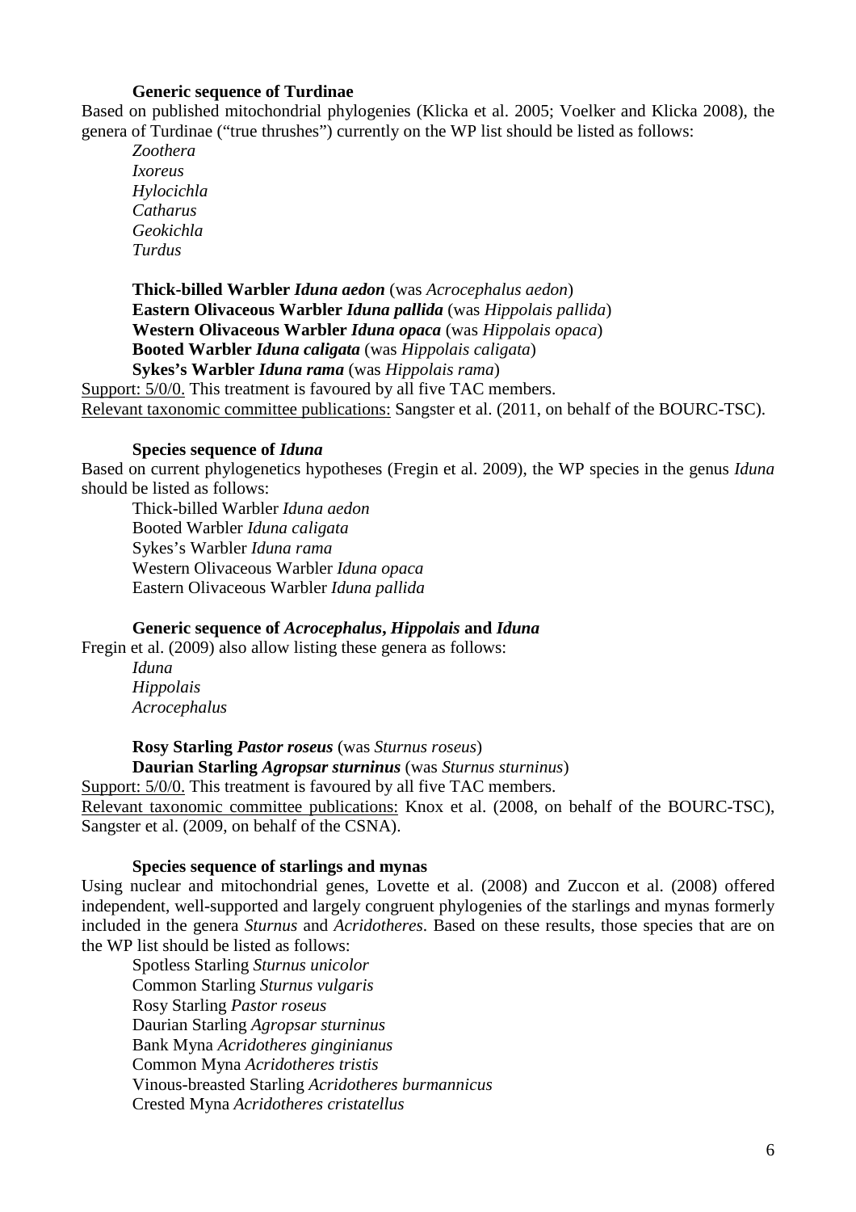**Generic sequence of Turdinae**

Based on published mitochondrial phylogenies (Klicka et al. 2005; Voelker and Klicka 2008), the genera of Turdinae ("true thrushes") currently on the WP list should be listed as follows:

*Zoothera*
*Ixoreus*
*Hylocichla*
*Catharus*
*Geokichla*
*Turdus*

**Thick-billed Warbler *Iduna aedon*** (was *Acrocephalus aedon*)
**Eastern Olivaceous Warbler *Iduna pallida*** (was *Hippolais pallida*)
**Western Olivaceous Warbler *Iduna opaca*** (was *Hippolais opaca*)
**Booted Warbler *Iduna caligata*** (was *Hippolais caligata*)
**Sykes's Warbler *Iduna rama*** (was *Hippolais rama*)

Support: 5/0/0. This treatment is favoured by all five TAC members.
Relevant taxonomic committee publications: Sangster et al. (2011, on behalf of the BOURC-TSC).

**Species sequence of *Iduna***

Based on current phylogenetics hypotheses (Fregin et al. 2009), the WP species in the genus *Iduna* should be listed as follows:

Thick-billed Warbler *Iduna aedon*
Booted Warbler *Iduna caligata*
Sykes's Warbler *Iduna rama*
Western Olivaceous Warbler *Iduna opaca*
Eastern Olivaceous Warbler *Iduna pallida*

**Generic sequence of *Acrocephalus*, *Hippolais* and *Iduna***

Fregin et al. (2009) also allow listing these genera as follows:

*Iduna*
*Hippolais*
*Acrocephalus*

**Rosy Starling *Pastor roseus*** (was *Sturnus roseus*)
**Daurian Starling *Agropsar sturninus*** (was *Sturnus sturninus*)

Support: 5/0/0. This treatment is favoured by all five TAC members.
Relevant taxonomic committee publications: Knox et al. (2008, on behalf of the BOURC-TSC), Sangster et al. (2009, on behalf of the CSNA).

**Species sequence of starlings and mynas**

Using nuclear and mitochondrial genes, Lovette et al. (2008) and Zuccon et al. (2008) offered independent, well-supported and largely congruent phylogenies of the starlings and mynas formerly included in the genera *Sturnus* and *Acridotheres*. Based on these results, those species that are on the WP list should be listed as follows:

Spotless Starling *Sturnus unicolor*
Common Starling *Sturnus vulgaris*
Rosy Starling *Pastor roseus*
Daurian Starling *Agropsar sturninus*
Bank Myna *Acridotheres ginginianus*
Common Myna *Acridotheres tristis*
Vinous-breasted Starling *Acridotheres burmannicus*
Crested Myna *Acridotheres cristatellus*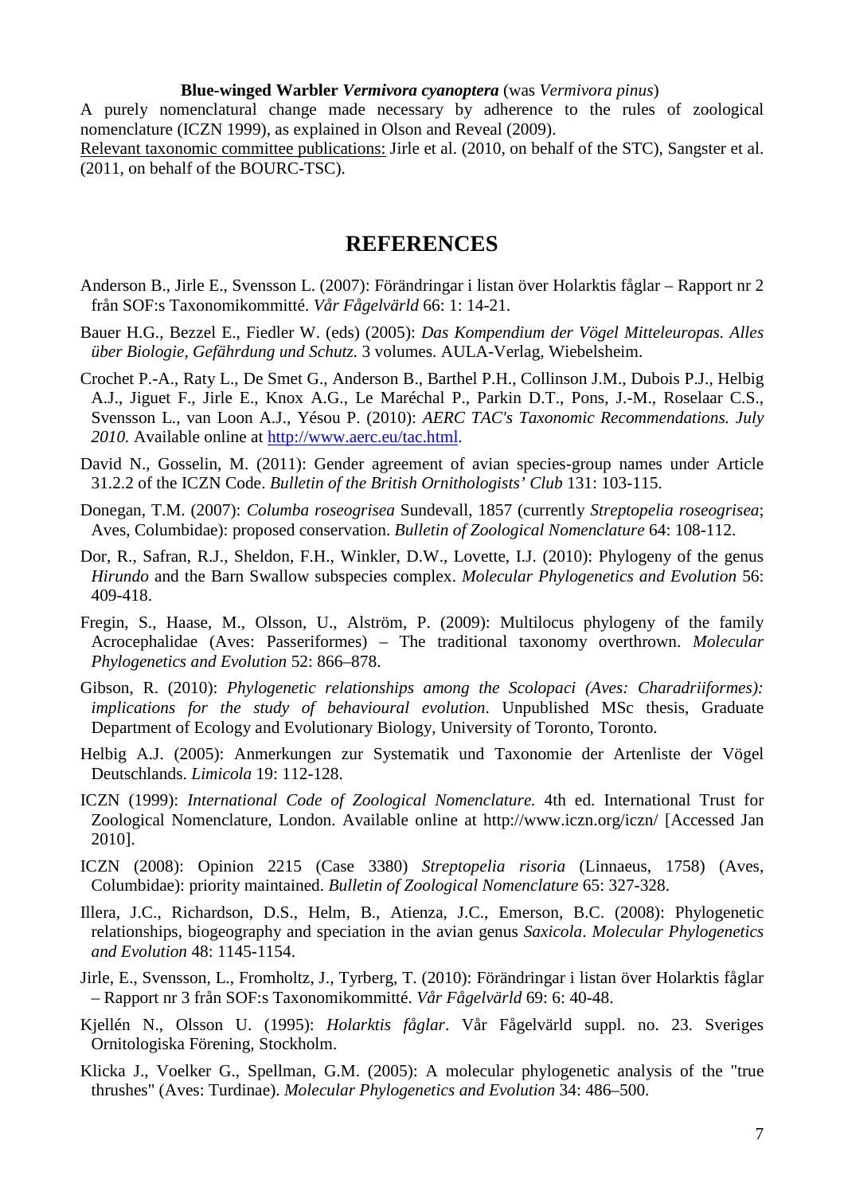**Blue-winged Warbler *Vermivora cyanoptera*** (was *Vermivora pinus*)

A purely nomenclatural change made necessary by adherence to the rules of zoological nomenclature (ICZN 1999), as explained in Olson and Reveal (2009).

<u>Relevant taxonomic committee publications:</u> Jirle et al. (2010, on behalf of the STC), Sangster et al. (2011, on behalf of the BOURC-TSC).

## REFERENCES

Anderson B., Jirle E., Svensson L. (2007): Förändringar i listan över Holarktis fåglar – Rapport nr 2 från SOF:s Taxonomikommitté. *Vår Fågelvärld* 66: 1: 14-21.

Bauer H.G., Bezzel E., Fiedler W. (eds) (2005): *Das Kompendium der Vögel Mitteleuropas. Alles über Biologie, Gefährdung und Schutz.* 3 volumes. AULA-Verlag, Wiebelsheim.

Crochet P.-A., Raty L., De Smet G., Anderson B., Barthel P.H., Collinson J.M., Dubois P.J., Helbig A.J., Jiguet F., Jirle E., Knox A.G., Le Maréchal P., Parkin D.T., Pons, J.-M., Roselaar C.S., Svensson L., van Loon A.J., Yésou P. (2010): *AERC TAC's Taxonomic Recommendations. July 2010.* Available online at http://www.aerc.eu/tac.html.

David N., Gosselin, M. (2011): Gender agreement of avian species-group names under Article 31.2.2 of the ICZN Code. *Bulletin of the British Ornithologists' Club* 131: 103-115.

Donegan, T.M. (2007): *Columba roseogrisea* Sundevall, 1857 (currently *Streptopelia roseogrisea*; Aves, Columbidae): proposed conservation. *Bulletin of Zoological Nomenclature* 64: 108-112.

Dor, R., Safran, R.J., Sheldon, F.H., Winkler, D.W., Lovette, I.J. (2010): Phylogeny of the genus *Hirundo* and the Barn Swallow subspecies complex. *Molecular Phylogenetics and Evolution* 56: 409-418.

Fregin, S., Haase, M., Olsson, U., Alström, P. (2009): Multilocus phylogeny of the family Acrocephalidae (Aves: Passeriformes) – The traditional taxonomy overthrown. *Molecular Phylogenetics and Evolution* 52: 866–878.

Gibson, R. (2010): *Phylogenetic relationships among the Scolopaci (Aves: Charadriiformes): implications for the study of behavioural evolution*. Unpublished MSc thesis, Graduate Department of Ecology and Evolutionary Biology, University of Toronto, Toronto.

Helbig A.J. (2005): Anmerkungen zur Systematik und Taxonomie der Artenliste der Vögel Deutschlands. *Limicola* 19: 112-128.

ICZN (1999): *International Code of Zoological Nomenclature.* 4th ed. International Trust for Zoological Nomenclature, London. Available online at http://www.iczn.org/iczn/ [Accessed Jan 2010].

ICZN (2008): Opinion 2215 (Case 3380) *Streptopelia risoria* (Linnaeus, 1758) (Aves, Columbidae): priority maintained. *Bulletin of Zoological Nomenclature* 65: 327-328.

Illera, J.C., Richardson, D.S., Helm, B., Atienza, J.C., Emerson, B.C. (2008): Phylogenetic relationships, biogeography and speciation in the avian genus *Saxicola*. *Molecular Phylogenetics and Evolution* 48: 1145-1154.

Jirle, E., Svensson, L., Fromholtz, J., Tyrberg, T. (2010): Förändringar i listan över Holarktis fåglar – Rapport nr 3 från SOF:s Taxonomikommitté. *Vår Fågelvärld* 69: 6: 40-48.

Kjellén N., Olsson U. (1995): *Holarktis fåglar*. Vår Fågelvärld suppl. no. 23. Sveriges Ornitologiska Förening, Stockholm.

Klicka J., Voelker G., Spellman, G.M. (2005): A molecular phylogenetic analysis of the "true thrushes" (Aves: Turdinae). *Molecular Phylogenetics and Evolution* 34: 486–500.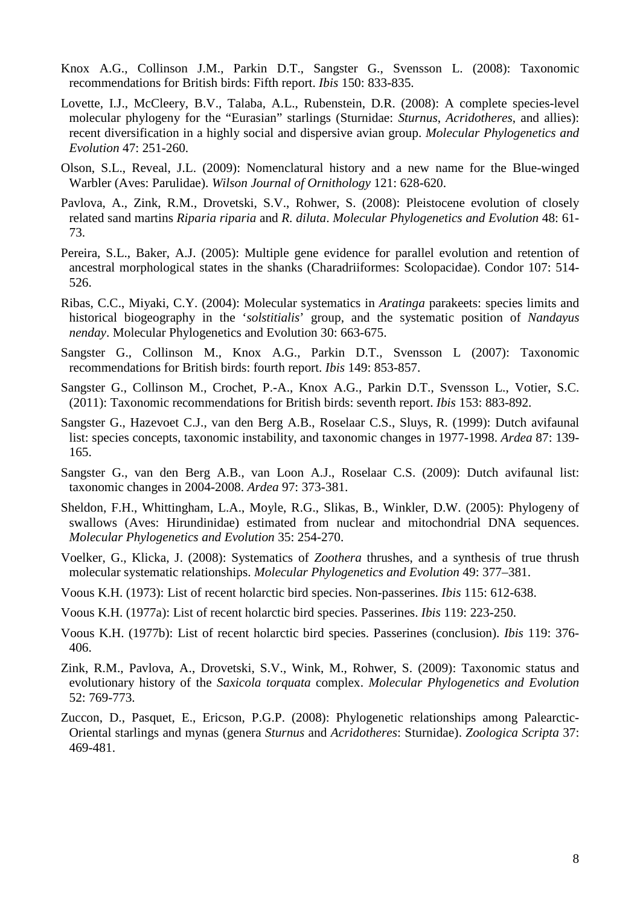Knox A.G., Collinson J.M., Parkin D.T., Sangster G., Svensson L. (2008): Taxonomic recommendations for British birds: Fifth report. *Ibis* 150: 833-835.

Lovette, I.J., McCleery, B.V., Talaba, A.L., Rubenstein, D.R. (2008): A complete species-level molecular phylogeny for the "Eurasian" starlings (Sturnidae: *Sturnus*, *Acridotheres*, and allies): recent diversification in a highly social and dispersive avian group. *Molecular Phylogenetics and Evolution* 47: 251-260.

Olson, S.L., Reveal, J.L. (2009): Nomenclatural history and a new name for the Blue-winged Warbler (Aves: Parulidae). *Wilson Journal of Ornithology* 121: 628-620.

Pavlova, A., Zink, R.M., Drovetski, S.V., Rohwer, S. (2008): Pleistocene evolution of closely related sand martins *Riparia riparia* and *R. diluta*. *Molecular Phylogenetics and Evolution* 48: 61-73.

Pereira, S.L., Baker, A.J. (2005): Multiple gene evidence for parallel evolution and retention of ancestral morphological states in the shanks (Charadriiformes: Scolopacidae). Condor 107: 514-526.

Ribas, C.C., Miyaki, C.Y. (2004): Molecular systematics in *Aratinga* parakeets: species limits and historical biogeography in the '*solstitialis*' group, and the systematic position of *Nandayus nenday*. Molecular Phylogenetics and Evolution 30: 663-675.

Sangster G., Collinson M., Knox A.G., Parkin D.T., Svensson L (2007): Taxonomic recommendations for British birds: fourth report. *Ibis* 149: 853-857.

Sangster G., Collinson M., Crochet, P.-A., Knox A.G., Parkin D.T., Svensson L., Votier, S.C. (2011): Taxonomic recommendations for British birds: seventh report. *Ibis* 153: 883-892.

Sangster G., Hazevoet C.J., van den Berg A.B., Roselaar C.S., Sluys, R. (1999): Dutch avifaunal list: species concepts, taxonomic instability, and taxonomic changes in 1977-1998. *Ardea* 87: 139-165.

Sangster G., van den Berg A.B., van Loon A.J., Roselaar C.S. (2009): Dutch avifaunal list: taxonomic changes in 2004-2008. *Ardea* 97: 373-381.

Sheldon, F.H., Whittingham, L.A., Moyle, R.G., Slikas, B., Winkler, D.W. (2005): Phylogeny of swallows (Aves: Hirundinidae) estimated from nuclear and mitochondrial DNA sequences. *Molecular Phylogenetics and Evolution* 35: 254-270.

Voelker, G., Klicka, J. (2008): Systematics of *Zoothera* thrushes, and a synthesis of true thrush molecular systematic relationships. *Molecular Phylogenetics and Evolution* 49: 377–381.

Voous K.H. (1973): List of recent holarctic bird species. Non-passerines. *Ibis* 115: 612-638.

Voous K.H. (1977a): List of recent holarctic bird species. Passerines. *Ibis* 119: 223-250.

Voous K.H. (1977b): List of recent holarctic bird species. Passerines (conclusion). *Ibis* 119: 376-406.

Zink, R.M., Pavlova, A., Drovetski, S.V., Wink, M., Rohwer, S. (2009): Taxonomic status and evolutionary history of the *Saxicola torquata* complex. *Molecular Phylogenetics and Evolution* 52: 769-773.

Zuccon, D., Pasquet, E., Ericson, P.G.P. (2008): Phylogenetic relationships among Palearctic-Oriental starlings and mynas (genera *Sturnus* and *Acridotheres*: Sturnidae). *Zoologica Scripta* 37: 469-481.